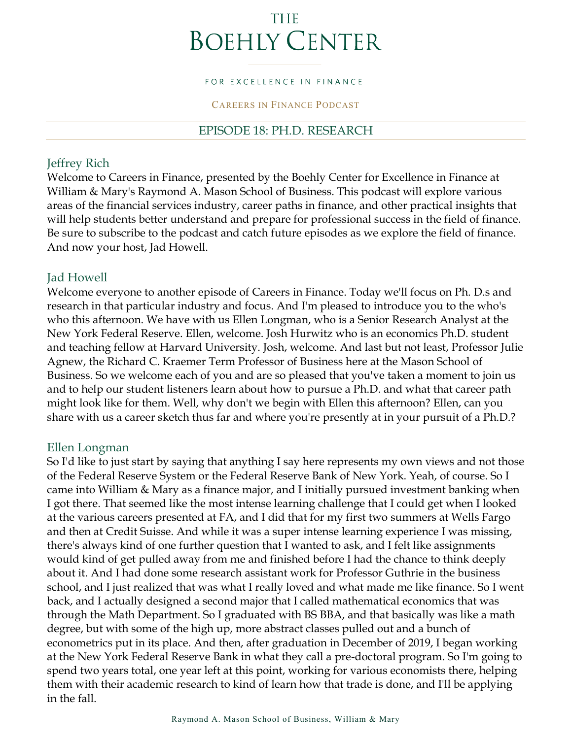# THE BOEHLY CENTER

FOR EXCELLENCE IN FINANCE

CAREERS IN FINANCE PODCAST

## EPISODE 18: PH.D. RESEARCH

### Jeffrey Rich

Welcome to Careers in Finance, presented by the Boehly Center for Excellence in Finance at William & Mary's Raymond A. Mason School of Business. This podcast will explore various areas of the financial services industry, career paths in finance, and other practical insights that will help students better understand and prepare for professional success in the field of finance. Be sure to subscribe to the podcast and catch future episodes as we explore the field of finance. And now your host, Jad Howell.

### Jad Howell

Welcome everyone to another episode of Careers in Finance. Today we'll focus on Ph. D.s and research in that particular industry and focus. And I'm pleased to introduce you to the who's who this afternoon. We have with us Ellen Longman, who is a Senior Research Analyst at the New York Federal Reserve. Ellen, welcome. Josh Hurwitz who is an economics Ph.D. student and teaching fellow at Harvard University. Josh, welcome. And last but not least, Professor Julie Agnew, the Richard C. Kraemer Term Professor of Business here at the Mason School of Business. So we welcome each of you and are so pleased that you've taken a moment to join us and to help our student listeners learn about how to pursue a Ph.D. and what that career path might look like for them. Well, why don't we begin with Ellen this afternoon? Ellen, can you share with us a career sketch thus far and where you're presently at in your pursuit of a Ph.D.?

### Ellen Longman

So I'd like to just start by saying that anything I say here represents my own views and not those of the Federal Reserve System or the Federal Reserve Bank of New York. Yeah, of course. So I came into William & Mary as a finance major, and I initially pursued investment banking when I got there. That seemed like the most intense learning challenge that I could get when I looked at the various careers presented at FA, and I did that for my first two summers at Wells Fargo and then at Credit Suisse. And while it was a super intense learning experience I was missing, there's always kind of one further question that I wanted to ask, and I felt like assignments would kind of get pulled away from me and finished before I had the chance to think deeply about it. And I had done some research assistant work for Professor Guthrie in the business school, and I just realized that was what I really loved and what made me like finance. So I went back, and I actually designed a second major that I called mathematical economics that was through the Math Department. So I graduated with BS BBA, and that basically was like a math degree, but with some of the high up, more abstract classes pulled out and a bunch of econometrics put in its place. And then, after graduation in December of 2019, I began working at the New York Federal Reserve Bank in what they call a pre-doctoral program. So I'm going to spend two years total, one year left at this point, working for various economists there, helping them with their academic research to kind of learn how that trade is done, and I'll be applying in the fall.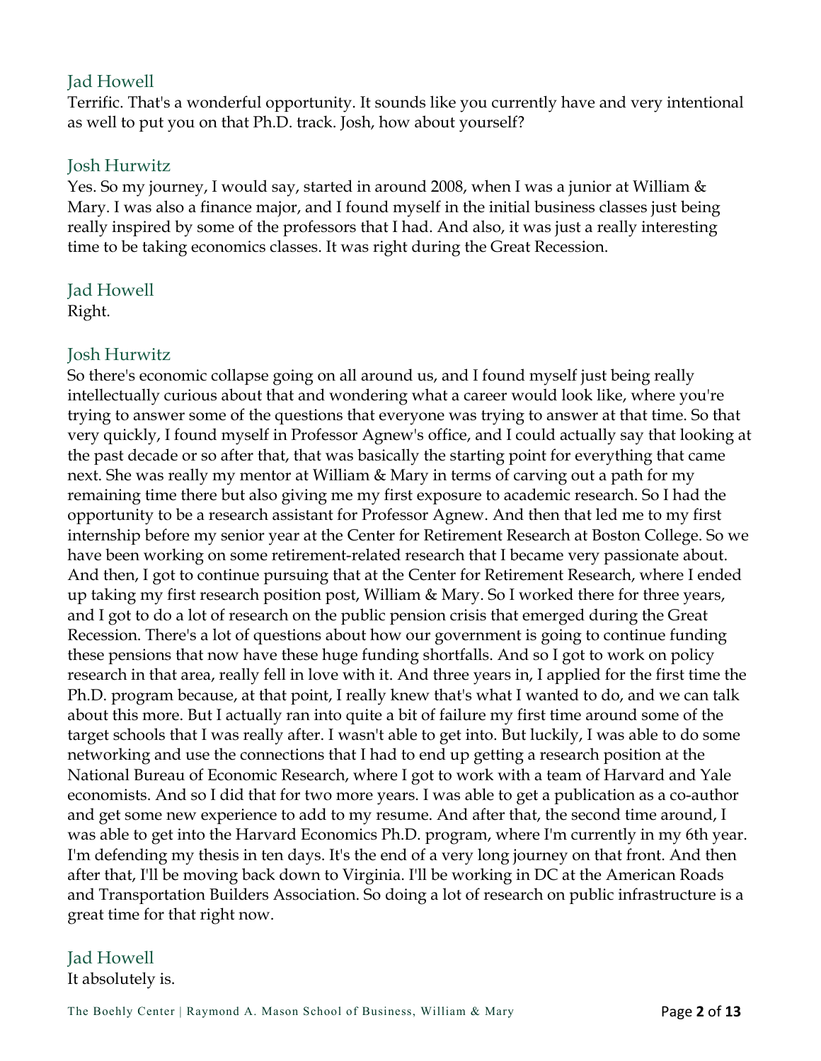Jad Howell

Terrific. That's a wonderful opportunity. It sounds like you currently have and very intentional as well to put you on that Ph.D. track. Josh, how about yourself?

Josh Hurwitz

Yes. So my journey, I would say, started in around 2008, when I was a junior at William & Mary. I was also a finance major, and I found myself in the initial business classes just being really inspired by some of the professors that I had. And also, it was just a really interesting time to be taking economics classes. It was right during the Great Recession.

Jad Howell

Right.

Josh Hurwitz

So there's economic collapse going on all around us, and I found myself just being really intellectually curious about that and wondering what a career would look like, where you're trying to answer some of the questions that everyone was trying to answer at that time. So that very quickly, I found myself in Professor Agnew's office, and I could actually say that looking at the past decade or so after that, that was basically the starting point for everything that came next. She was really my mentor at William & Mary in terms of carving out a path for my remaining time there but also giving me my first exposure to academic research. So I had the opportunity to be a research assistant for Professor Agnew. And then that led me to my first internship before my senior year at the Center for Retirement Research at Boston College. So we have been working on some retirement-related research that I became very passionate about. And then, I got to continue pursuing that at the Center for Retirement Research, where I ended up taking my first research position post, William & Mary. So I worked there for three years, and I got to do a lot of research on the public pension crisis that emerged during the Great Recession. There's a lot of questions about how our government is going to continue funding these pensions that now have these huge funding shortfalls. And so I got to work on policy research in that area, really fell in love with it. And three years in, I applied for the first time the Ph.D. program because, at that point, I really knew that's what I wanted to do, and we can talk about this more. But I actually ran into quite a bit of failure my first time around some of the target schools that I was really after. I wasn't able to get into. But luckily, I was able to do some networking and use the connections that I had to end up getting a research position at the National Bureau of Economic Research, where I got to work with a team of Harvard and Yale economists. And so I did that for two more years. I was able to get a publication as a co-author and get some new experience to add to my resume. And after that, the second time around, I was able to get into the Harvard Economics Ph.D. program, where I'm currently in my 6th year. I'm defending my thesis in ten days. It's the end of a very long journey on that front. And then after that, I'll be moving back down to Virginia. I'll be working in DC at the American Roads and Transportation Builders Association. So doing a lot of research on public infrastructure is a great time for that right now.

Jad Howell

It absolutely is.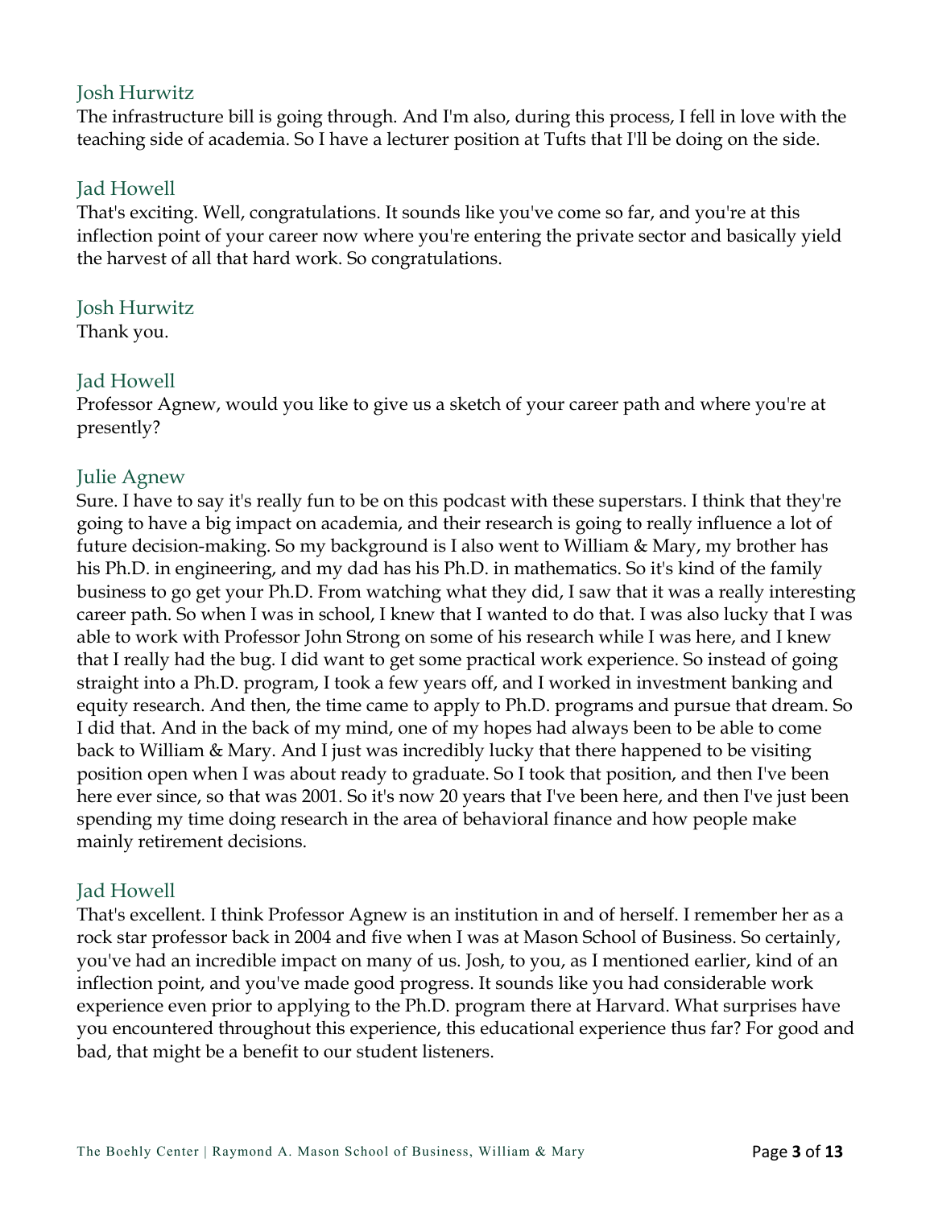Josh Hurwitz

The infrastructure bill is going through. And I'm also, during this process, I fell in love with the teaching side of academia. So I have a lecturer position at Tufts that I'll be doing on the side.

Jad Howell

That's exciting. Well, congratulations. It sounds like you've come so far, and you're at this inflection point of your career now where you're entering the private sector and basically yield the harvest of all that hard work. So congratulations.

Josh Hurwitz

Thank you.

Jad Howell

Professor Agnew, would you like to give us a sketch of your career path and where you're at presently?

Julie Agnew

Sure. I have to say it's really fun to be on this podcast with these superstars. I think that they're going to have a big impact on academia, and their research is going to really influence a lot of future decision-making. So my background is I also went to William & Mary, my brother has his Ph.D. in engineering, and my dad has his Ph.D. in mathematics. So it's kind of the family business to go get your Ph.D. From watching what they did, I saw that it was a really interesting career path. So when I was in school, I knew that I wanted to do that. I was also lucky that I was able to work with Professor John Strong on some of his research while I was here, and I knew that I really had the bug. I did want to get some practical work experience. So instead of going straight into a Ph.D. program, I took a few years off, and I worked in investment banking and equity research. And then, the time came to apply to Ph.D. programs and pursue that dream. So I did that. And in the back of my mind, one of my hopes had always been to be able to come back to William & Mary. And I just was incredibly lucky that there happened to be visiting position open when I was about ready to graduate. So I took that position, and then I've been here ever since, so that was 2001. So it's now 20 years that I've been here, and then I've just been spending my time doing research in the area of behavioral finance and how people make mainly retirement decisions.

Jad Howell

That's excellent. I think Professor Agnew is an institution in and of herself. I remember her as a rock star professor back in 2004 and five when I was at Mason School of Business. So certainly, you've had an incredible impact on many of us. Josh, to you, as I mentioned earlier, kind of an inflection point, and you've made good progress. It sounds like you had considerable work experience even prior to applying to the Ph.D. program there at Harvard. What surprises have you encountered throughout this experience, this educational experience thus far? For good and bad, that might be a benefit to our student listeners.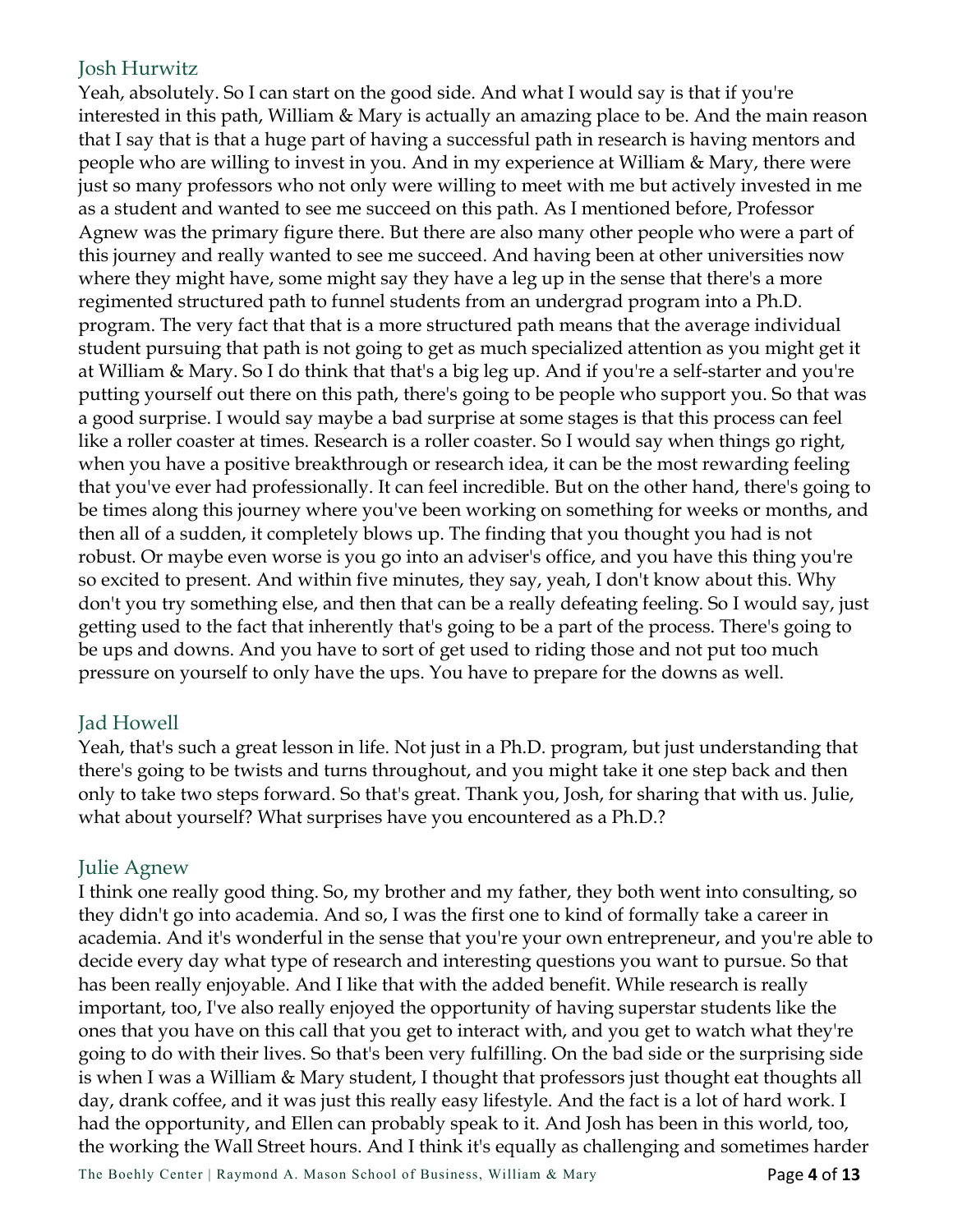### Josh Hurwitz

Yeah, absolutely. So I can start on the good side. And what I would say is that if you're interested in this path, William & Mary is actually an amazing place to be. And the main reason that I say that is that a huge part of having a successful path in research is having mentors and people who are willing to invest in you. And in my experience at William & Mary, there were just so many professors who not only were willing to meet with me but actively invested in me as a student and wanted to see me succeed on this path. As I mentioned before, Professor Agnew was the primary figure there. But there are also many other people who were a part of this journey and really wanted to see me succeed. And having been at other universities now where they might have, some might say they have a leg up in the sense that there's a more regimented structured path to funnel students from an undergrad program into a Ph.D. program. The very fact that that is a more structured path means that the average individual student pursuing that path is not going to get as much specialized attention as you might get it at William & Mary. So I do think that that's a big leg up. And if you're a self-starter and you're putting yourself out there on this path, there's going to be people who support you. So that was a good surprise. I would say maybe a bad surprise at some stages is that this process can feel like a roller coaster at times. Research is a roller coaster. So I would say when things go right, when you have a positive breakthrough or research idea, it can be the most rewarding feeling that you've ever had professionally. It can feel incredible. But on the other hand, there's going to be times along this journey where you've been working on something for weeks or months, and then all of a sudden, it completely blows up. The finding that you thought you had is not robust. Or maybe even worse is you go into an adviser's office, and you have this thing you're so excited to present. And within five minutes, they say, yeah, I don't know about this. Why don't you try something else, and then that can be a really defeating feeling. So I would say, just getting used to the fact that inherently that's going to be a part of the process. There's going to be ups and downs. And you have to sort of get used to riding those and not put too much pressure on yourself to only have the ups. You have to prepare for the downs as well.

### Jad Howell

Yeah, that's such a great lesson in life. Not just in a Ph.D. program, but just understanding that there's going to be twists and turns throughout, and you might take it one step back and then only to take two steps forward. So that's great. Thank you, Josh, for sharing that with us. Julie, what about yourself? What surprises have you encountered as a Ph.D.?

### Julie Agnew

I think one really good thing. So, my brother and my father, they both went into consulting, so they didn't go into academia. And so, I was the first one to kind of formally take a career in academia. And it's wonderful in the sense that you're your own entrepreneur, and you're able to decide every day what type of research and interesting questions you want to pursue. So that has been really enjoyable. And I like that with the added benefit. While research is really important, too, I've also really enjoyed the opportunity of having superstar students like the ones that you have on this call that you get to interact with, and you get to watch what they're going to do with their lives. So that's been very fulfilling. On the bad side or the surprising side is when I was a William & Mary student, I thought that professors just thought eat thoughts all day, drank coffee, and it was just this really easy lifestyle. And the fact is a lot of hard work. I had the opportunity, and Ellen can probably speak to it. And Josh has been in this world, too, the working the Wall Street hours. And I think it's equally as challenging and sometimes harder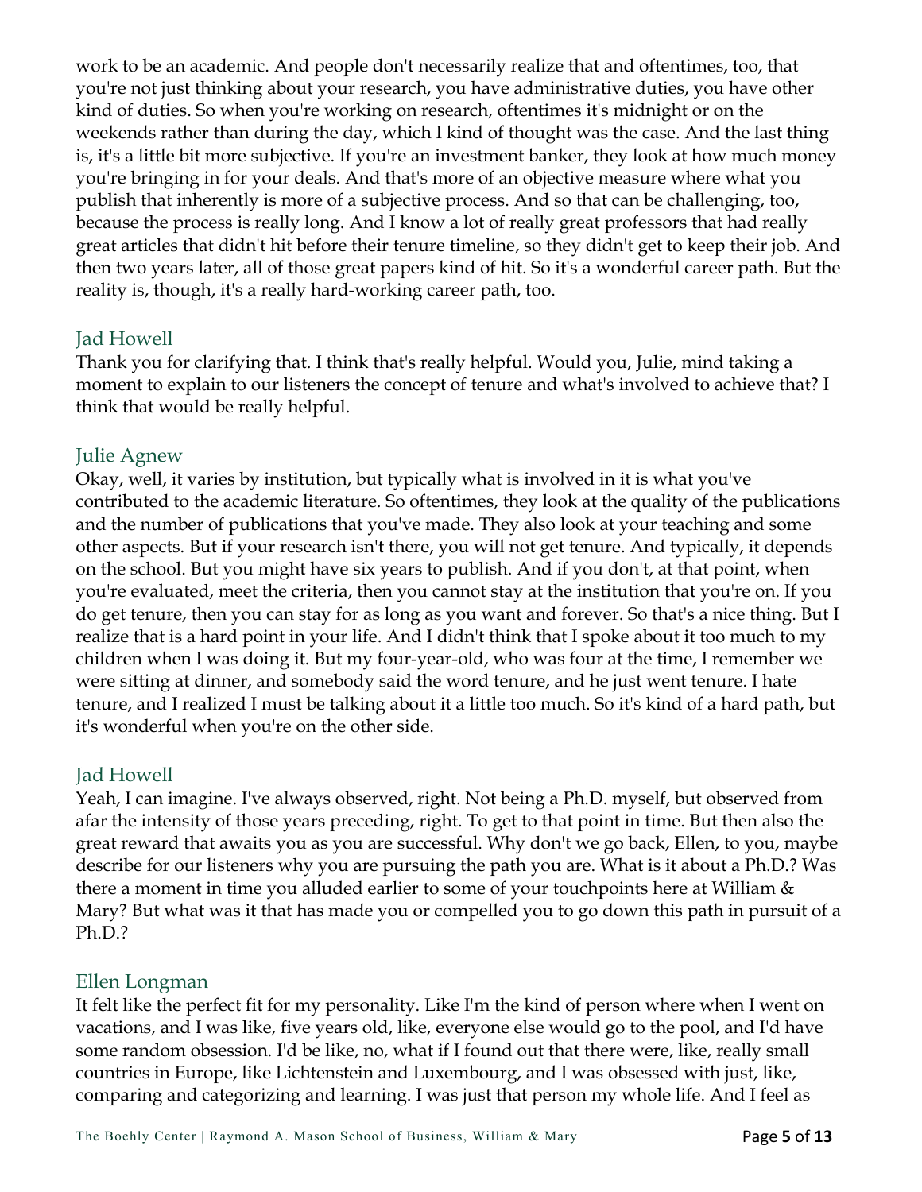work to be an academic. And people don't necessarily realize that and oftentimes, too, that you're not just thinking about your research, you have administrative duties, you have other kind of duties. So when you're working on research, oftentimes it's midnight or on the weekends rather than during the day, which I kind of thought was the case. And the last thing is, it's a little bit more subjective. If you're an investment banker, they look at how much money you're bringing in for your deals. And that's more of an objective measure where what you publish that inherently is more of a subjective process. And so that can be challenging, too, because the process is really long. And I know a lot of really great professors that had really great articles that didn't hit before their tenure timeline, so they didn't get to keep their job. And then two years later, all of those great papers kind of hit. So it's a wonderful career path. But the reality is, though, it's a really hard-working career path, too.

## Jad Howell

Thank you for clarifying that. I think that's really helpful. Would you, Julie, mind taking a moment to explain to our listeners the concept of tenure and what's involved to achieve that? I think that would be really helpful.

## Julie Agnew

Okay, well, it varies by institution, but typically what is involved in it is what you've contributed to the academic literature. So oftentimes, they look at the quality of the publications and the number of publications that you've made. They also look at your teaching and some other aspects. But if your research isn't there, you will not get tenure. And typically, it depends on the school. But you might have six years to publish. And if you don't, at that point, when you're evaluated, meet the criteria, then you cannot stay at the institution that you're on. If you do get tenure, then you can stay for as long as you want and forever. So that's a nice thing. But I realize that is a hard point in your life. And I didn't think that I spoke about it too much to my children when I was doing it. But my four-year-old, who was four at the time, I remember we were sitting at dinner, and somebody said the word tenure, and he just went tenure. I hate tenure, and I realized I must be talking about it a little too much. So it's kind of a hard path, but it's wonderful when you're on the other side.

## Jad Howell

Yeah, I can imagine. I've always observed, right. Not being a Ph.D. myself, but observed from afar the intensity of those years preceding, right. To get to that point in time. But then also the great reward that awaits you as you are successful. Why don't we go back, Ellen, to you, maybe describe for our listeners why you are pursuing the path you are. What is it about a Ph.D.? Was there a moment in time you alluded earlier to some of your touchpoints here at William & Mary? But what was it that has made you or compelled you to go down this path in pursuit of a Ph.D.?

## Ellen Longman

It felt like the perfect fit for my personality. Like I'm the kind of person where when I went on vacations, and I was like, five years old, like, everyone else would go to the pool, and I'd have some random obsession. I'd be like, no, what if I found out that there were, like, really small countries in Europe, like Lichtenstein and Luxembourg, and I was obsessed with just, like, comparing and categorizing and learning. I was just that person my whole life. And I feel as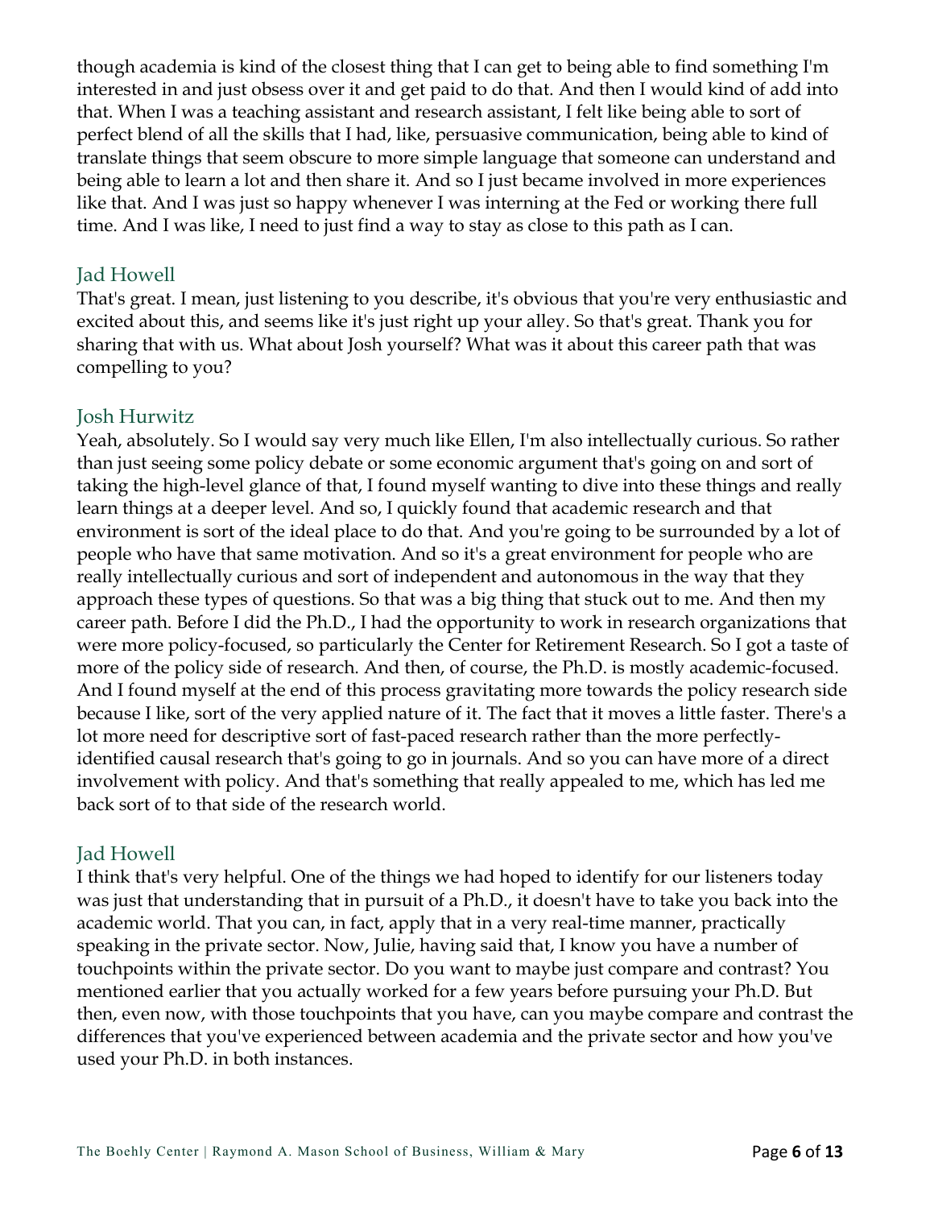though academia is kind of the closest thing that I can get to being able to find something I'm interested in and just obsess over it and get paid to do that. And then I would kind of add into that. When I was a teaching assistant and research assistant, I felt like being able to sort of perfect blend of all the skills that I had, like, persuasive communication, being able to kind of translate things that seem obscure to more simple language that someone can understand and being able to learn a lot and then share it. And so I just became involved in more experiences like that. And I was just so happy whenever I was interning at the Fed or working there full time. And I was like, I need to just find a way to stay as close to this path as I can.

### Jad Howell

That's great. I mean, just listening to you describe, it's obvious that you're very enthusiastic and excited about this, and seems like it's just right up your alley. So that's great. Thank you for sharing that with us. What about Josh yourself? What was it about this career path that was compelling to you?

### Josh Hurwitz

Yeah, absolutely. So I would say very much like Ellen, I'm also intellectually curious. So rather than just seeing some policy debate or some economic argument that's going on and sort of taking the high-level glance of that, I found myself wanting to dive into these things and really learn things at a deeper level. And so, I quickly found that academic research and that environment is sort of the ideal place to do that. And you're going to be surrounded by a lot of people who have that same motivation. And so it's a great environment for people who are really intellectually curious and sort of independent and autonomous in the way that they approach these types of questions. So that was a big thing that stuck out to me. And then my career path. Before I did the Ph.D., I had the opportunity to work in research organizations that were more policy-focused, so particularly the Center for Retirement Research. So I got a taste of more of the policy side of research. And then, of course, the Ph.D. is mostly academic-focused. And I found myself at the end of this process gravitating more towards the policy research side because I like, sort of the very applied nature of it. The fact that it moves a little faster. There's a lot more need for descriptive sort of fast-paced research rather than the more perfectly-identified causal research that's going to go in journals. And so you can have more of a direct involvement with policy. And that's something that really appealed to me, which has led me back sort of to that side of the research world.

### Jad Howell

I think that's very helpful. One of the things we had hoped to identify for our listeners today was just that understanding that in pursuit of a Ph.D., it doesn't have to take you back into the academic world. That you can, in fact, apply that in a very real-time manner, practically speaking in the private sector. Now, Julie, having said that, I know you have a number of touchpoints within the private sector. Do you want to maybe just compare and contrast? You mentioned earlier that you actually worked for a few years before pursuing your Ph.D. But then, even now, with those touchpoints that you have, can you maybe compare and contrast the differences that you've experienced between academia and the private sector and how you've used your Ph.D. in both instances.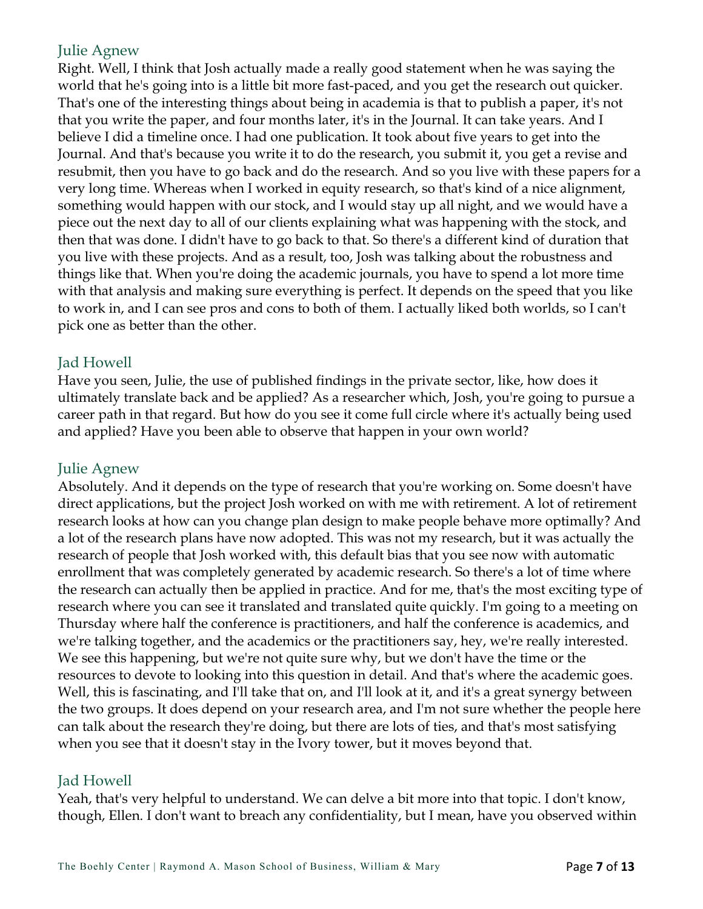### Julie Agnew

Right. Well, I think that Josh actually made a really good statement when he was saying the world that he's going into is a little bit more fast-paced, and you get the research out quicker. That's one of the interesting things about being in academia is that to publish a paper, it's not that you write the paper, and four months later, it's in the Journal. It can take years. And I believe I did a timeline once. I had one publication. It took about five years to get into the Journal. And that's because you write it to do the research, you submit it, you get a revise and resubmit, then you have to go back and do the research. And so you live with these papers for a very long time. Whereas when I worked in equity research, so that's kind of a nice alignment, something would happen with our stock, and I would stay up all night, and we would have a piece out the next day to all of our clients explaining what was happening with the stock, and then that was done. I didn't have to go back to that. So there's a different kind of duration that you live with these projects. And as a result, too, Josh was talking about the robustness and things like that. When you're doing the academic journals, you have to spend a lot more time with that analysis and making sure everything is perfect. It depends on the speed that you like to work in, and I can see pros and cons to both of them. I actually liked both worlds, so I can't pick one as better than the other.

### Jad Howell

Have you seen, Julie, the use of published findings in the private sector, like, how does it ultimately translate back and be applied? As a researcher which, Josh, you're going to pursue a career path in that regard. But how do you see it come full circle where it's actually being used and applied? Have you been able to observe that happen in your own world?

### Julie Agnew

Absolutely. And it depends on the type of research that you're working on. Some doesn't have direct applications, but the project Josh worked on with me with retirement. A lot of retirement research looks at how can you change plan design to make people behave more optimally? And a lot of the research plans have now adopted. This was not my research, but it was actually the research of people that Josh worked with, this default bias that you see now with automatic enrollment that was completely generated by academic research. So there's a lot of time where the research can actually then be applied in practice. And for me, that's the most exciting type of research where you can see it translated and translated quite quickly. I'm going to a meeting on Thursday where half the conference is practitioners, and half the conference is academics, and we're talking together, and the academics or the practitioners say, hey, we're really interested. We see this happening, but we're not quite sure why, but we don't have the time or the resources to devote to looking into this question in detail. And that's where the academic goes. Well, this is fascinating, and I'll take that on, and I'll look at it, and it's a great synergy between the two groups. It does depend on your research area, and I'm not sure whether the people here can talk about the research they're doing, but there are lots of ties, and that's most satisfying when you see that it doesn't stay in the Ivory tower, but it moves beyond that.

### Jad Howell

Yeah, that's very helpful to understand. We can delve a bit more into that topic. I don't know, though, Ellen. I don't want to breach any confidentiality, but I mean, have you observed within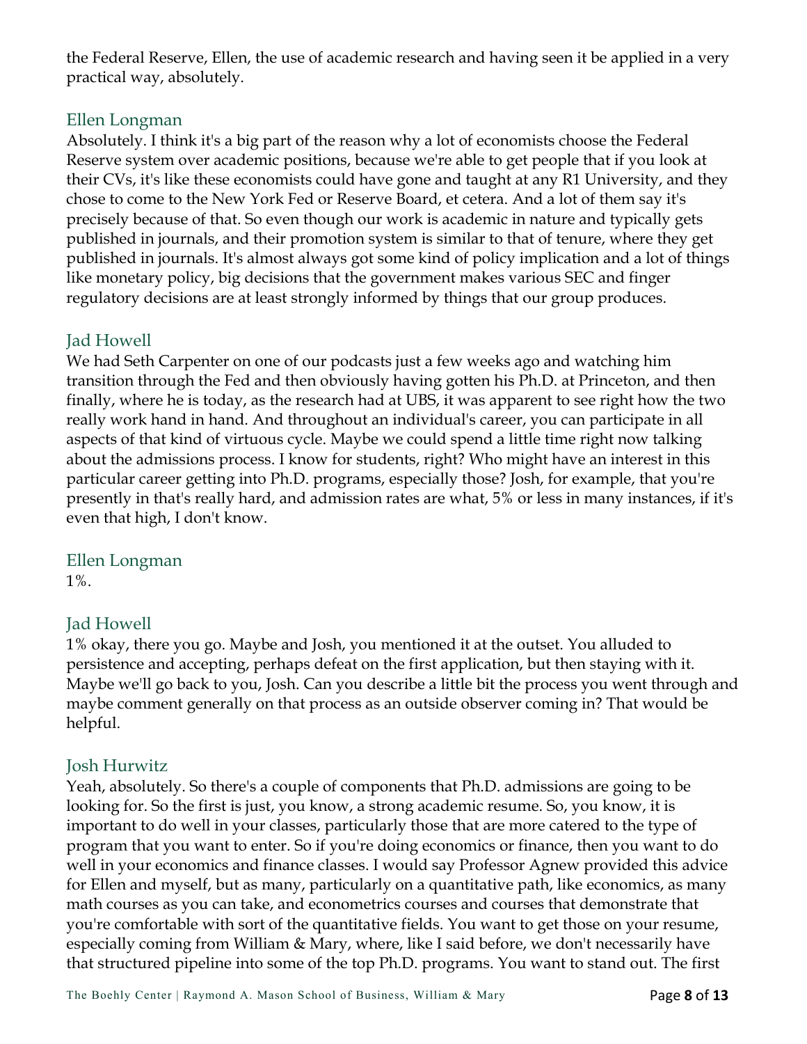the Federal Reserve, Ellen, the use of academic research and having seen it be applied in a very practical way, absolutely.

## Ellen Longman

Absolutely. I think it's a big part of the reason why a lot of economists choose the Federal Reserve system over academic positions, because we're able to get people that if you look at their CVs, it's like these economists could have gone and taught at any R1 University, and they chose to come to the New York Fed or Reserve Board, et cetera. And a lot of them say it's precisely because of that. So even though our work is academic in nature and typically gets published in journals, and their promotion system is similar to that of tenure, where they get published in journals. It's almost always got some kind of policy implication and a lot of things like monetary policy, big decisions that the government makes various SEC and finger regulatory decisions are at least strongly informed by things that our group produces.

## Jad Howell

We had Seth Carpenter on one of our podcasts just a few weeks ago and watching him transition through the Fed and then obviously having gotten his Ph.D. at Princeton, and then finally, where he is today, as the research had at UBS, it was apparent to see right how the two really work hand in hand. And throughout an individual's career, you can participate in all aspects of that kind of virtuous cycle. Maybe we could spend a little time right now talking about the admissions process. I know for students, right? Who might have an interest in this particular career getting into Ph.D. programs, especially those? Josh, for example, that you're presently in that's really hard, and admission rates are what, 5% or less in many instances, if it's even that high, I don't know.

## Ellen Longman

1%.

## Jad Howell

1% okay, there you go. Maybe and Josh, you mentioned it at the outset. You alluded to persistence and accepting, perhaps defeat on the first application, but then staying with it. Maybe we'll go back to you, Josh. Can you describe a little bit the process you went through and maybe comment generally on that process as an outside observer coming in? That would be helpful.

## Josh Hurwitz

Yeah, absolutely. So there's a couple of components that Ph.D. admissions are going to be looking for. So the first is just, you know, a strong academic resume. So, you know, it is important to do well in your classes, particularly those that are more catered to the type of program that you want to enter. So if you're doing economics or finance, then you want to do well in your economics and finance classes. I would say Professor Agnew provided this advice for Ellen and myself, but as many, particularly on a quantitative path, like economics, as many math courses as you can take, and econometrics courses and courses that demonstrate that you're comfortable with sort of the quantitative fields. You want to get those on your resume, especially coming from William & Mary, where, like I said before, we don't necessarily have that structured pipeline into some of the top Ph.D. programs. You want to stand out. The first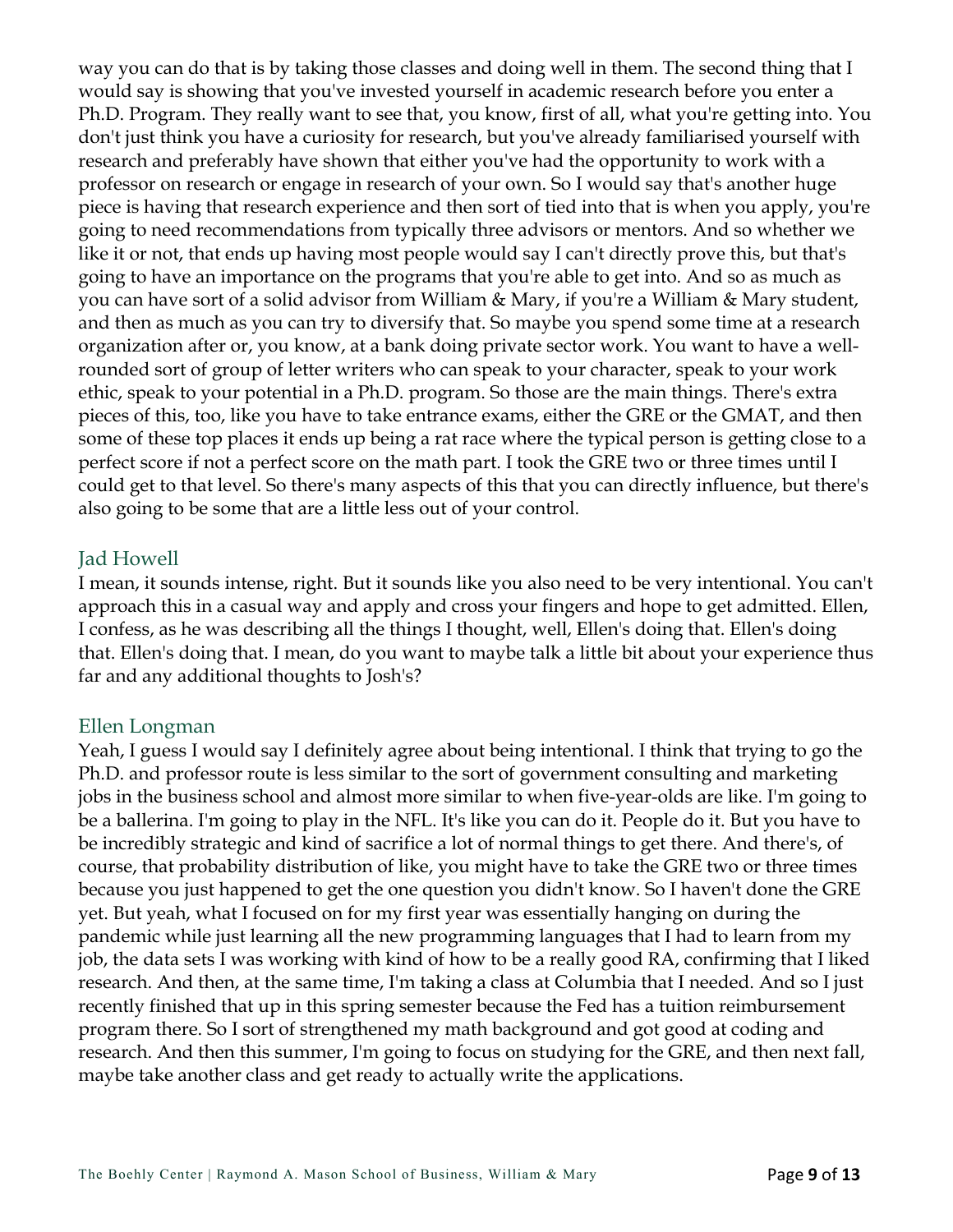way you can do that is by taking those classes and doing well in them. The second thing that I would say is showing that you've invested yourself in academic research before you enter a Ph.D. Program. They really want to see that, you know, first of all, what you're getting into. You don't just think you have a curiosity for research, but you've already familiarised yourself with research and preferably have shown that either you've had the opportunity to work with a professor on research or engage in research of your own. So I would say that's another huge piece is having that research experience and then sort of tied into that is when you apply, you're going to need recommendations from typically three advisors or mentors. And so whether we like it or not, that ends up having most people would say I can't directly prove this, but that's going to have an importance on the programs that you're able to get into. And so as much as you can have sort of a solid advisor from William & Mary, if you're a William & Mary student, and then as much as you can try to diversify that. So maybe you spend some time at a research organization after or, you know, at a bank doing private sector work. You want to have a well-rounded sort of group of letter writers who can speak to your character, speak to your work ethic, speak to your potential in a Ph.D. program. So those are the main things. There's extra pieces of this, too, like you have to take entrance exams, either the GRE or the GMAT, and then some of these top places it ends up being a rat race where the typical person is getting close to a perfect score if not a perfect score on the math part. I took the GRE two or three times until I could get to that level. So there's many aspects of this that you can directly influence, but there's also going to be some that are a little less out of your control.

### Jad Howell

I mean, it sounds intense, right. But it sounds like you also need to be very intentional. You can't approach this in a casual way and apply and cross your fingers and hope to get admitted. Ellen, I confess, as he was describing all the things I thought, well, Ellen's doing that. Ellen's doing that. Ellen's doing that. I mean, do you want to maybe talk a little bit about your experience thus far and any additional thoughts to Josh's?

### Ellen Longman

Yeah, I guess I would say I definitely agree about being intentional. I think that trying to go the Ph.D. and professor route is less similar to the sort of government consulting and marketing jobs in the business school and almost more similar to when five-year-olds are like. I'm going to be a ballerina. I'm going to play in the NFL. It's like you can do it. People do it. But you have to be incredibly strategic and kind of sacrifice a lot of normal things to get there. And there's, of course, that probability distribution of like, you might have to take the GRE two or three times because you just happened to get the one question you didn't know. So I haven't done the GRE yet. But yeah, what I focused on for my first year was essentially hanging on during the pandemic while just learning all the new programming languages that I had to learn from my job, the data sets I was working with kind of how to be a really good RA, confirming that I liked research. And then, at the same time, I'm taking a class at Columbia that I needed. And so I just recently finished that up in this spring semester because the Fed has a tuition reimbursement program there. So I sort of strengthened my math background and got good at coding and research. And then this summer, I'm going to focus on studying for the GRE, and then next fall, maybe take another class and get ready to actually write the applications.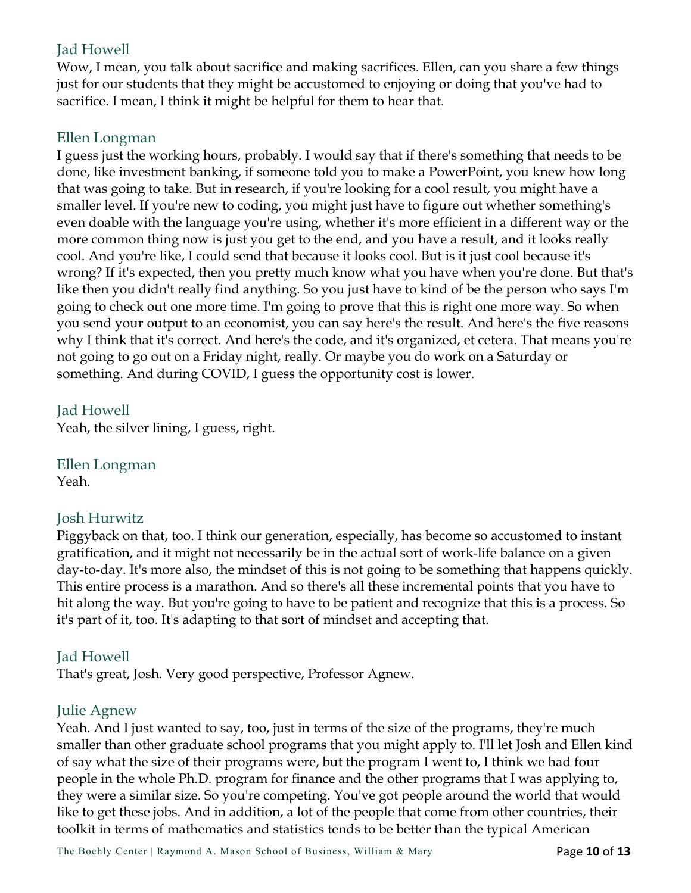Jad Howell

Wow, I mean, you talk about sacrifice and making sacrifices. Ellen, can you share a few things just for our students that they might be accustomed to enjoying or doing that you've had to sacrifice. I mean, I think it might be helpful for them to hear that.

Ellen Longman

I guess just the working hours, probably. I would say that if there's something that needs to be done, like investment banking, if someone told you to make a PowerPoint, you knew how long that was going to take. But in research, if you're looking for a cool result, you might have a smaller level. If you're new to coding, you might just have to figure out whether something's even doable with the language you're using, whether it's more efficient in a different way or the more common thing now is just you get to the end, and you have a result, and it looks really cool. And you're like, I could send that because it looks cool. But is it just cool because it's wrong? If it's expected, then you pretty much know what you have when you're done. But that's like then you didn't really find anything. So you just have to kind of be the person who says I'm going to check out one more time. I'm going to prove that this is right one more way. So when you send your output to an economist, you can say here's the result. And here's the five reasons why I think that it's correct. And here's the code, and it's organized, et cetera. That means you're not going to go out on a Friday night, really. Or maybe you do work on a Saturday or something. And during COVID, I guess the opportunity cost is lower.

Jad Howell

Yeah, the silver lining, I guess, right.

Ellen Longman

Yeah.

Josh Hurwitz

Piggyback on that, too. I think our generation, especially, has become so accustomed to instant gratification, and it might not necessarily be in the actual sort of work-life balance on a given day-to-day. It's more also, the mindset of this is not going to be something that happens quickly. This entire process is a marathon. And so there's all these incremental points that you have to hit along the way. But you're going to have to be patient and recognize that this is a process. So it's part of it, too. It's adapting to that sort of mindset and accepting that.

Jad Howell

That's great, Josh. Very good perspective, Professor Agnew.

Julie Agnew

Yeah. And I just wanted to say, too, just in terms of the size of the programs, they're much smaller than other graduate school programs that you might apply to. I'll let Josh and Ellen kind of say what the size of their programs were, but the program I went to, I think we had four people in the whole Ph.D. program for finance and the other programs that I was applying to, they were a similar size. So you're competing. You've got people around the world that would like to get these jobs. And in addition, a lot of the people that come from other countries, their toolkit in terms of mathematics and statistics tends to be better than the typical American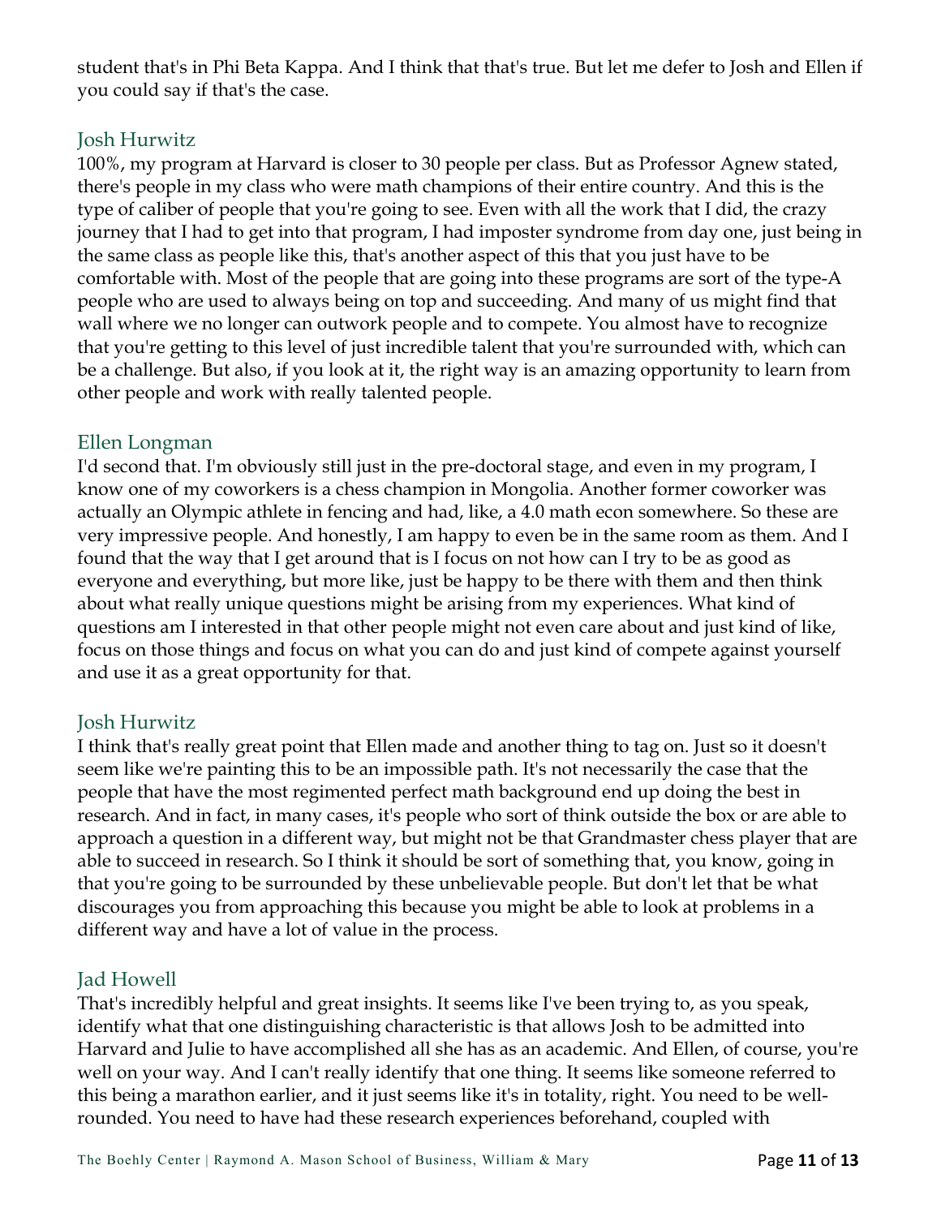student that's in Phi Beta Kappa. And I think that that's true. But let me defer to Josh and Ellen if you could say if that's the case.

### Josh Hurwitz

100%, my program at Harvard is closer to 30 people per class. But as Professor Agnew stated, there's people in my class who were math champions of their entire country. And this is the type of caliber of people that you're going to see. Even with all the work that I did, the crazy journey that I had to get into that program, I had imposter syndrome from day one, just being in the same class as people like this, that's another aspect of this that you just have to be comfortable with. Most of the people that are going into these programs are sort of the type-A people who are used to always being on top and succeeding. And many of us might find that wall where we no longer can outwork people and to compete. You almost have to recognize that you're getting to this level of just incredible talent that you're surrounded with, which can be a challenge. But also, if you look at it, the right way is an amazing opportunity to learn from other people and work with really talented people.

### Ellen Longman

I'd second that. I'm obviously still just in the pre-doctoral stage, and even in my program, I know one of my coworkers is a chess champion in Mongolia. Another former coworker was actually an Olympic athlete in fencing and had, like, a 4.0 math econ somewhere. So these are very impressive people. And honestly, I am happy to even be in the same room as them. And I found that the way that I get around that is I focus on not how can I try to be as good as everyone and everything, but more like, just be happy to be there with them and then think about what really unique questions might be arising from my experiences. What kind of questions am I interested in that other people might not even care about and just kind of like, focus on those things and focus on what you can do and just kind of compete against yourself and use it as a great opportunity for that.

### Josh Hurwitz

I think that's really great point that Ellen made and another thing to tag on. Just so it doesn't seem like we're painting this to be an impossible path. It's not necessarily the case that the people that have the most regimented perfect math background end up doing the best in research. And in fact, in many cases, it's people who sort of think outside the box or are able to approach a question in a different way, but might not be that Grandmaster chess player that are able to succeed in research. So I think it should be sort of something that, you know, going in that you're going to be surrounded by these unbelievable people. But don't let that be what discourages you from approaching this because you might be able to look at problems in a different way and have a lot of value in the process.

### Jad Howell

That's incredibly helpful and great insights. It seems like I've been trying to, as you speak, identify what that one distinguishing characteristic is that allows Josh to be admitted into Harvard and Julie to have accomplished all she has as an academic. And Ellen, of course, you're well on your way. And I can't really identify that one thing. It seems like someone referred to this being a marathon earlier, and it just seems like it's in totality, right. You need to be well-rounded. You need to have had these research experiences beforehand, coupled with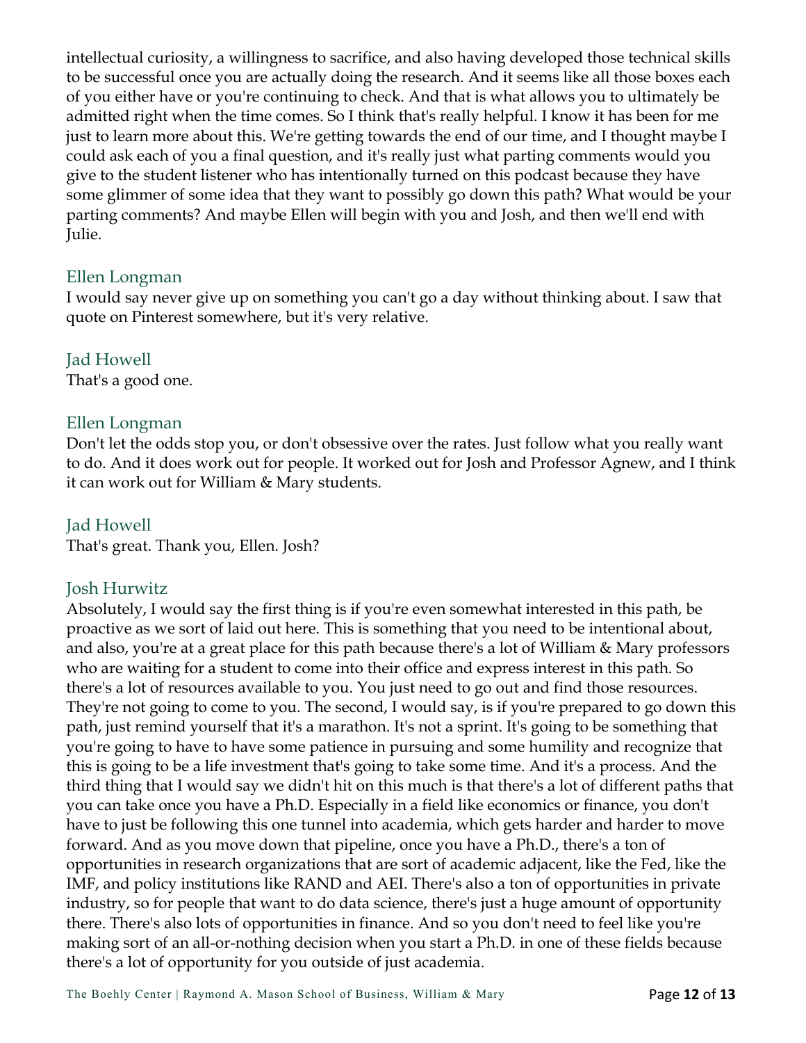intellectual curiosity, a willingness to sacrifice, and also having developed those technical skills to be successful once you are actually doing the research. And it seems like all those boxes each of you either have or you're continuing to check. And that is what allows you to ultimately be admitted right when the time comes. So I think that's really helpful. I know it has been for me just to learn more about this. We're getting towards the end of our time, and I thought maybe I could ask each of you a final question, and it's really just what parting comments would you give to the student listener who has intentionally turned on this podcast because they have some glimmer of some idea that they want to possibly go down this path? What would be your parting comments? And maybe Ellen will begin with you and Josh, and then we'll end with Julie.

Ellen Longman

I would say never give up on something you can't go a day without thinking about. I saw that quote on Pinterest somewhere, but it's very relative.

Jad Howell

That's a good one.

Ellen Longman

Don't let the odds stop you, or don't obsessive over the rates. Just follow what you really want to do. And it does work out for people. It worked out for Josh and Professor Agnew, and I think it can work out for William & Mary students.

Jad Howell

That's great. Thank you, Ellen. Josh?

Josh Hurwitz

Absolutely, I would say the first thing is if you're even somewhat interested in this path, be proactive as we sort of laid out here. This is something that you need to be intentional about, and also, you're at a great place for this path because there's a lot of William & Mary professors who are waiting for a student to come into their office and express interest in this path. So there's a lot of resources available to you. You just need to go out and find those resources. They're not going to come to you. The second, I would say, is if you're prepared to go down this path, just remind yourself that it's a marathon. It's not a sprint. It's going to be something that you're going to have to have some patience in pursuing and some humility and recognize that this is going to be a life investment that's going to take some time. And it's a process. And the third thing that I would say we didn't hit on this much is that there's a lot of different paths that you can take once you have a Ph.D. Especially in a field like economics or finance, you don't have to just be following this one tunnel into academia, which gets harder and harder to move forward. And as you move down that pipeline, once you have a Ph.D., there's a ton of opportunities in research organizations that are sort of academic adjacent, like the Fed, like the IMF, and policy institutions like RAND and AEI. There's also a ton of opportunities in private industry, so for people that want to do data science, there's just a huge amount of opportunity there. There's also lots of opportunities in finance. And so you don't need to feel like you're making sort of an all-or-nothing decision when you start a Ph.D. in one of these fields because there's a lot of opportunity for you outside of just academia.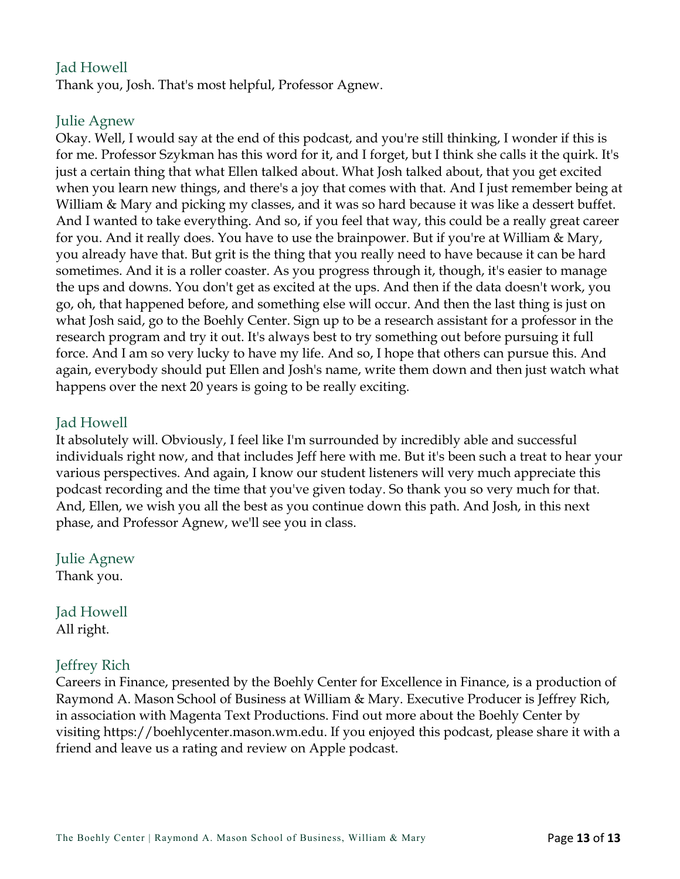Jad Howell
Thank you, Josh. That's most helpful, Professor Agnew.

Julie Agnew
Okay. Well, I would say at the end of this podcast, and you're still thinking, I wonder if this is for me. Professor Szykman has this word for it, and I forget, but I think she calls it the quirk. It's just a certain thing that what Ellen talked about. What Josh talked about, that you get excited when you learn new things, and there's a joy that comes with that. And I just remember being at William & Mary and picking my classes, and it was so hard because it was like a dessert buffet. And I wanted to take everything. And so, if you feel that way, this could be a really great career for you. And it really does. You have to use the brainpower. But if you're at William & Mary, you already have that. But grit is the thing that you really need to have because it can be hard sometimes. And it is a roller coaster. As you progress through it, though, it's easier to manage the ups and downs. You don't get as excited at the ups. And then if the data doesn't work, you go, oh, that happened before, and something else will occur. And then the last thing is just on what Josh said, go to the Boehly Center. Sign up to be a research assistant for a professor in the research program and try it out. It's always best to try something out before pursuing it full force. And I am so very lucky to have my life. And so, I hope that others can pursue this. And again, everybody should put Ellen and Josh's name, write them down and then just watch what happens over the next 20 years is going to be really exciting.

Jad Howell
It absolutely will. Obviously, I feel like I'm surrounded by incredibly able and successful individuals right now, and that includes Jeff here with me. But it's been such a treat to hear your various perspectives. And again, I know our student listeners will very much appreciate this podcast recording and the time that you've given today. So thank you so very much for that. And, Ellen, we wish you all the best as you continue down this path. And Josh, in this next phase, and Professor Agnew, we'll see you in class.

Julie Agnew
Thank you.

Jad Howell
All right.

Jeffrey Rich
Careers in Finance, presented by the Boehly Center for Excellence in Finance, is a production of Raymond A. Mason School of Business at William & Mary. Executive Producer is Jeffrey Rich, in association with Magenta Text Productions. Find out more about the Boehly Center by visiting https://boehlycenter.mason.wm.edu. If you enjoyed this podcast, please share it with a friend and leave us a rating and review on Apple podcast.